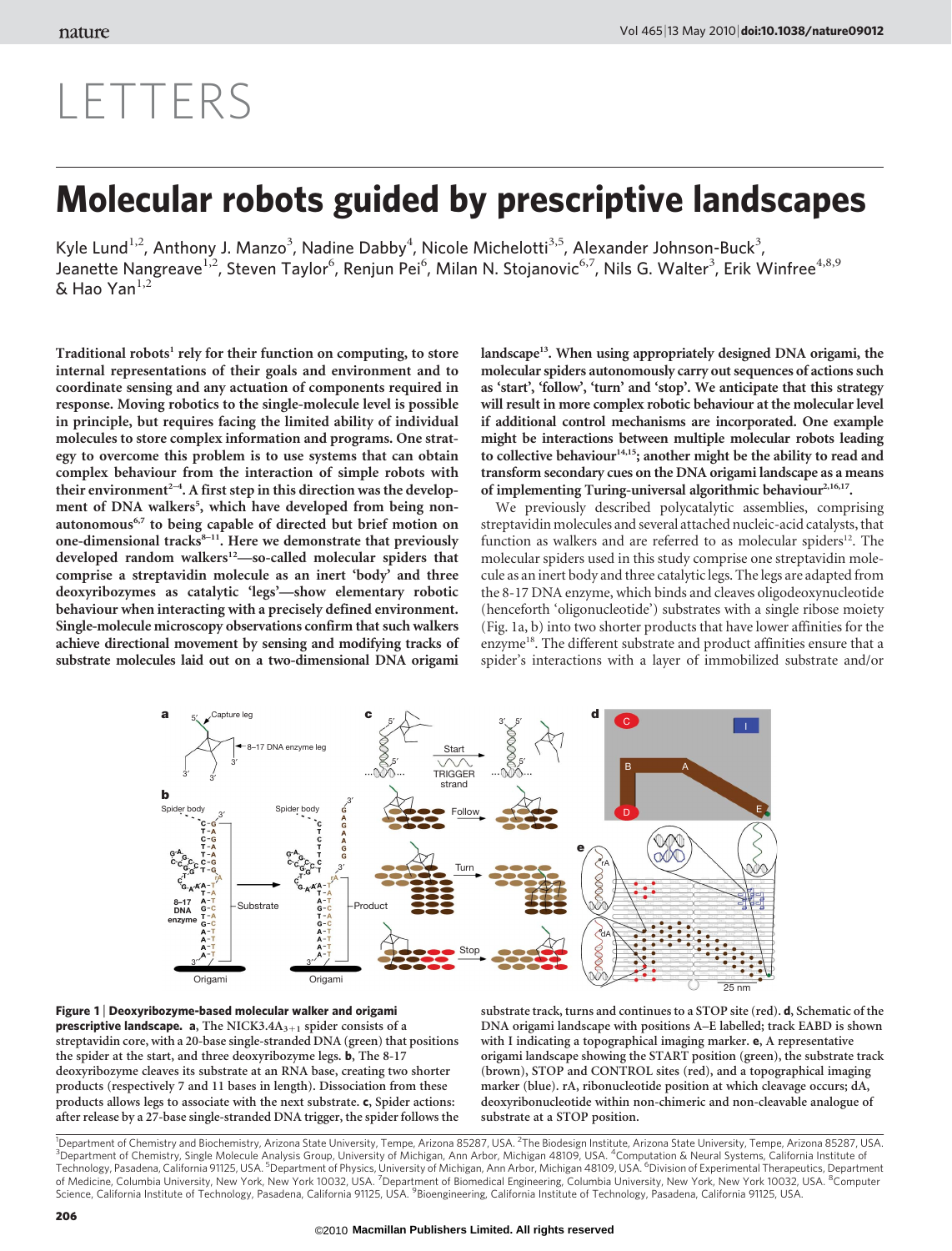# LETTERS

# Molecular robots guided by prescriptive landscapes

Kyle Lund[1,2], Anthony J. Manzo[3], Nadine Dabby[4], Nicole Michelotti[3,5], Alexander Johnson-Buck[3], Jeanette Nangreave[1,2], Steven Taylor[6], Renjun Pei[6], Milan N. Stojanovic[6,7], Nils G. Walter[3], Erik Winfree[4,8,9] & Hao Yan[1,2]

**Traditional robots[1] rely for their function on computing, to store internal representations of their goals and environment and to coordinate sensing and any actuation of components required in response. Moving robotics to the single-molecule level is possible in principle, but requires facing the limited ability of individual molecules to store complex information and programs. One strategy to overcome this problem is to use systems that can obtain complex behaviour from the interaction of simple robots with their environment[2–4]. A first step in this direction was the development of DNA walkers[5], which have developed from being non-autonomous[6,7] to being capable of directed but brief motion on one-dimensional tracks[8–11]. Here we demonstrate that previously developed random walkers[12]—so-called molecular spiders that comprise a streptavidin molecule as an inert 'body' and three deoxyribozymes as catalytic 'legs'—show elementary robotic behaviour when interacting with a precisely defined environment. Single-molecule microscopy observations confirm that such walkers achieve directional movement by sensing and modifying tracks of substrate molecules laid out on a two-dimensional DNA origami landscape[13]. When using appropriately designed DNA origami, the molecular spiders autonomously carry out sequences of actions such as 'start', 'follow', 'turn' and 'stop'. We anticipate that this strategy will result in more complex robotic behaviour at the molecular level if additional control mechanisms are incorporated. One example might be interactions between multiple molecular robots leading to collective behaviour[14,15]; another might be the ability to read and transform secondary cues on the DNA origami landscape as a means of implementing Turing-universal algorithmic behaviour[2,16,17].**

We previously described polycatalytic assemblies, comprising streptavidin molecules and several attached nucleic-acid catalysts, that function as walkers and are referred to as molecular spiders[12]. The molecular spiders used in this study comprise one streptavidin molecule as an inert body and three catalytic legs. The legs are adapted from the 8-17 DNA enzyme, which binds and cleaves oligodeoxynucleotide (henceforth 'oligonucleotide') substrates with a single ribose moiety (Fig. 1a, b) into two shorter products that have lower affinities for the enzyme[18]. The different substrate and product affinities ensure that a spider's interactions with a layer of immobilized substrate and/or

**Figure 1 | Deoxyribozyme-based molecular walker and origami prescriptive landscape.** **a**, The NICK3.4A$_{3+1}$ spider consists of a streptavidin core, with a 20-base single-stranded DNA (green) that positions the spider at the start, and three deoxyribozyme legs. **b**, The 8-17 deoxyribozyme cleaves its substrate at an RNA base, creating two shorter products (respectively 7 and 11 bases in length). Dissociation from these products allows legs to associate with the next substrate. **c**, Spider actions: after release by a 27-base single-stranded DNA trigger, the spider follows the substrate track, turns and continues to a STOP site (red). **d**, Schematic of the DNA origami landscape with positions A–E labelled; track EABD is shown with I indicating a topographical imaging marker. **e**, A representative origami landscape showing the START position (green), the substrate track (brown), STOP and CONTROL sites (red), and a topographical imaging marker (blue). rA, ribonucleotide position at which cleavage occurs; dA, deoxyribonucleotide within non-chimeric and non-cleavable analogue of substrate at a STOP position.

[1]Department of Chemistry and Biochemistry, Arizona State University, Tempe, Arizona 85287, USA. [2]The Biodesign Institute, Arizona State University, Tempe, Arizona 85287, USA. [3]Department of Chemistry, Single Molecule Analysis Group, University of Michigan, Ann Arbor, Michigan 48109, USA. [4]Computation & Neural Systems, California Institute of Technology, Pasadena, California 91125, USA. [5]Department of Physics, University of Michigan, Ann Arbor, Michigan 48109, USA. [6]Division of Experimental Therapeutics, Department of Medicine, Columbia University, New York, New York 10032, USA. [7]Department of Biomedical Engineering, Columbia University, New York, New York 10032, USA. [8]Computer Science, California Institute of Technology, Pasadena, California 91125, USA. [9]Bioengineering, California Institute of Technology, Pasadena, California 91125, USA.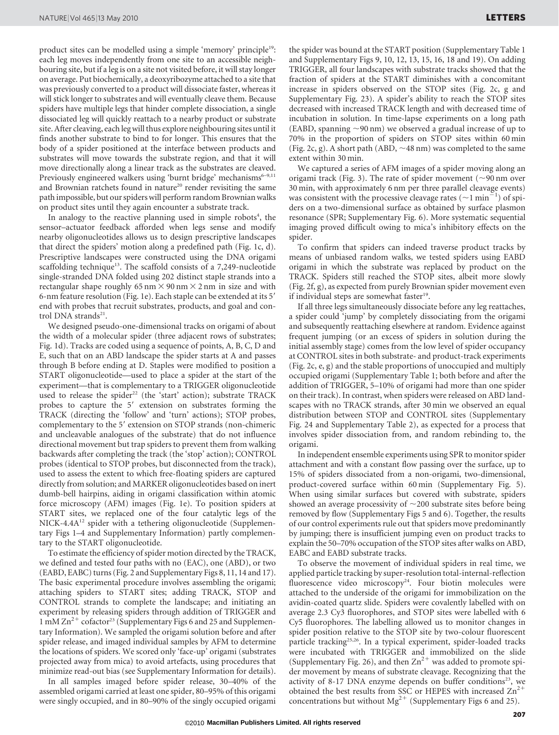product sites can be modelled using a simple 'memory' principle[19]: each leg moves independently from one site to an accessible neighbouring site, but if a leg is on a site not visited before, it will stay longer on average. Put biochemically, a deoxyribozyme attached to a site that was previously converted to a product will dissociate faster, whereas it will stick longer to substrates and will eventually cleave them. Because spiders have multiple legs that hinder complete dissociation, a single dissociated leg will quickly reattach to a nearby product or substrate site. After cleaving, each leg will thus explore neighbouring sites until it finds another substrate to bind to for longer. This ensures that the body of a spider positioned at the interface between products and substrates will move towards the substrate region, and that it will move directionally along a linear track as the substrates are cleaved. Previously engineered walkers using 'burnt bridge' mechanisms[6–9,11] and Brownian ratchets found in nature[20] render revisiting the same path impossible, but our spiders will perform random Brownian walks on product sites until they again encounter a substrate track.

In analogy to the reactive planning used in simple robots[4], the sensor–actuator feedback afforded when legs sense and modify nearby oligonucleotides allows us to design prescriptive landscapes that direct the spiders' motion along a predefined path (Fig. 1c, d). Prescriptive landscapes were constructed using the DNA origami scaffolding technique[13]. The scaffold consists of a 7,249-nucleotide single-stranded DNA folded using 202 distinct staple strands into a rectangular shape roughly 65 nm × 90 nm × 2 nm in size and with 6-nm feature resolution (Fig. 1e). Each staple can be extended at its 5′ end with probes that recruit substrates, products, and goal and control DNA strands[21].

We designed pseudo-one-dimensional tracks on origami of about the width of a molecular spider (three adjacent rows of substrates; Fig. 1d). Tracks are coded using a sequence of points, A, B, C, D and E, such that on an ABD landscape the spider starts at A and passes through B before ending at D. Staples were modified to position a START oligonucleotide—used to place a spider at the start of the experiment—that is complementary to a TRIGGER oligonucleotide used to release the spider[22] (the 'start' action); substrate TRACK probes to capture the 5′ extension on substrates forming the TRACK (directing the 'follow' and 'turn' actions); STOP probes, complementary to the 5′ extension on STOP strands (non-chimeric and uncleavable analogues of the substrate) that do not influence directional movement but trap spiders to prevent them from walking backwards after completing the track (the 'stop' action); CONTROL probes (identical to STOP probes, but disconnected from the track), used to assess the extent to which free-floating spiders are captured directly from solution; and MARKER oligonucleotides based on inert dumb-bell hairpins, aiding in origami classification within atomic force microscopy (AFM) images (Fig. 1e). To position spiders at START sites, we replaced one of the four catalytic legs of the NICK-4.4A[12] spider with a tethering oligonucleotide (Supplementary Figs 1–4 and Supplementary Information) partly complementary to the START oligonucleotide.

To estimate the efficiency of spider motion directed by the TRACK, we defined and tested four paths with no (EAC), one (ABD), or two (EABD, EABC) turns (Fig. 2 and Supplementary Figs 8, 11, 14 and 17). The basic experimental procedure involves assembling the origami; attaching spiders to START sites; adding TRACK, STOP and CONTROL strands to complete the landscape; and initiating an experiment by releasing spiders through addition of TRIGGER and 1 mM $Zn^{2+}$ cofactor[23] (Supplementary Figs 6 and 25 and Supplementary Information). We sampled the origami solution before and after spider release, and imaged individual samples by AFM to determine the locations of spiders. We scored only 'face-up' origami (substrates projected away from mica) to avoid artefacts, using procedures that minimize read-out bias (see Supplementary Information for details).

In all samples imaged before spider release, 30–40% of the assembled origami carried at least one spider, 80–95% of this origami were singly occupied, and in 80–90% of the singly occupied origami the spider was bound at the START position (Supplementary Table 1 and Supplementary Figs 9, 10, 12, 13, 15, 16, 18 and 19). On adding TRIGGER, all four landscapes with substrate tracks showed that the fraction of spiders at the START diminishes with a concomitant increase in spiders observed on the STOP sites (Fig. 2c, g and Supplementary Fig. 23). A spider's ability to reach the STOP sites decreased with increased TRACK length and with decreased time of incubation in solution. In time-lapse experiments on a long path (EABD, spanning ~90 nm) we observed a gradual increase of up to 70% in the proportion of spiders on STOP sites within 60 min (Fig. 2c, g). A short path (ABD, ~48 nm) was completed to the same extent within 30 min.

We captured a series of AFM images of a spider moving along an origami track (Fig. 3). The rate of spider movement (~90 nm over 30 min, with approximately 6 nm per three parallel cleavage events) was consistent with the processive cleavage rates (~1 $min^{-1}$) of spiders on a two-dimensional surface as obtained by surface plasmon resonance (SPR; Supplementary Fig. 6). More systematic sequential imaging proved difficult owing to mica's inhibitory effects on the spider.

To confirm that spiders can indeed traverse product tracks by means of unbiased random walks, we tested spiders using EABD origami in which the substrate was replaced by product on the TRACK. Spiders still reached the STOP sites, albeit more slowly (Fig. 2f, g), as expected from purely Brownian spider movement even if individual steps are somewhat faster[19].

If all three legs simultaneously dissociate before any leg reattaches, a spider could 'jump' by completely dissociating from the origami and subsequently reattaching elsewhere at random. Evidence against frequent jumping (or an excess of spiders in solution during the initial assembly stage) comes from the low level of spider occupancy at CONTROL sites in both substrate- and product-track experiments (Fig. 2c, e, g) and the stable proportions of unoccupied and multiply occupied origami (Supplementary Table 1; both before and after the addition of TRIGGER, 5–10% of origami had more than one spider on their track). In contrast, when spiders were released on ABD landscapes with no TRACK strands, after 30 min we observed an equal distribution between STOP and CONTROL sites (Supplementary Fig. 24 and Supplementary Table 2), as expected for a process that involves spider dissociation from, and random rebinding to, the origami.

In independent ensemble experiments using SPR to monitor spider attachment and with a constant flow passing over the surface, up to 15% of spiders dissociated from a non-origami, two-dimensional, product-covered surface within 60 min (Supplementary Fig. 5). When using similar surfaces but covered with substrate, spiders showed an average processivity of ~200 substrate sites before being removed by flow (Supplementary Figs 5 and 6). Together, the results of our control experiments rule out that spiders move predominantly by jumping; there is insufficient jumping even on product tracks to explain the 50–70% occupation of the STOP sites after walks on ABD, EABC and EABD substrate tracks.

To observe the movement of individual spiders in real time, we applied particle tracking by super-resolution total-internal-reflection fluorescence video microscopy[24]. Four biotin molecules were attached to the underside of the origami for immobilization on the avidin-coated quartz slide. Spiders were covalently labelled with on average 2.3 Cy3 fluorophores, and STOP sites were labelled with 6 Cy5 fluorophores. The labelling allowed us to monitor changes in spider position relative to the STOP site by two-colour fluorescent particle tracking[25,26]. In a typical experiment, spider-loaded tracks were incubated with TRIGGER and immobilized on the slide (Supplementary Fig. 26), and then $Zn^{2+}$ was added to promote spider movement by means of substrate cleavage. Recognizing that the activity of 8-17 DNA enzyme depends on buffer conditions[23], we obtained the best results from SSC or HEPES with increased $Zn^{2+}$ concentrations but without $Mg^{2+}$ (Supplementary Figs 6 and 25).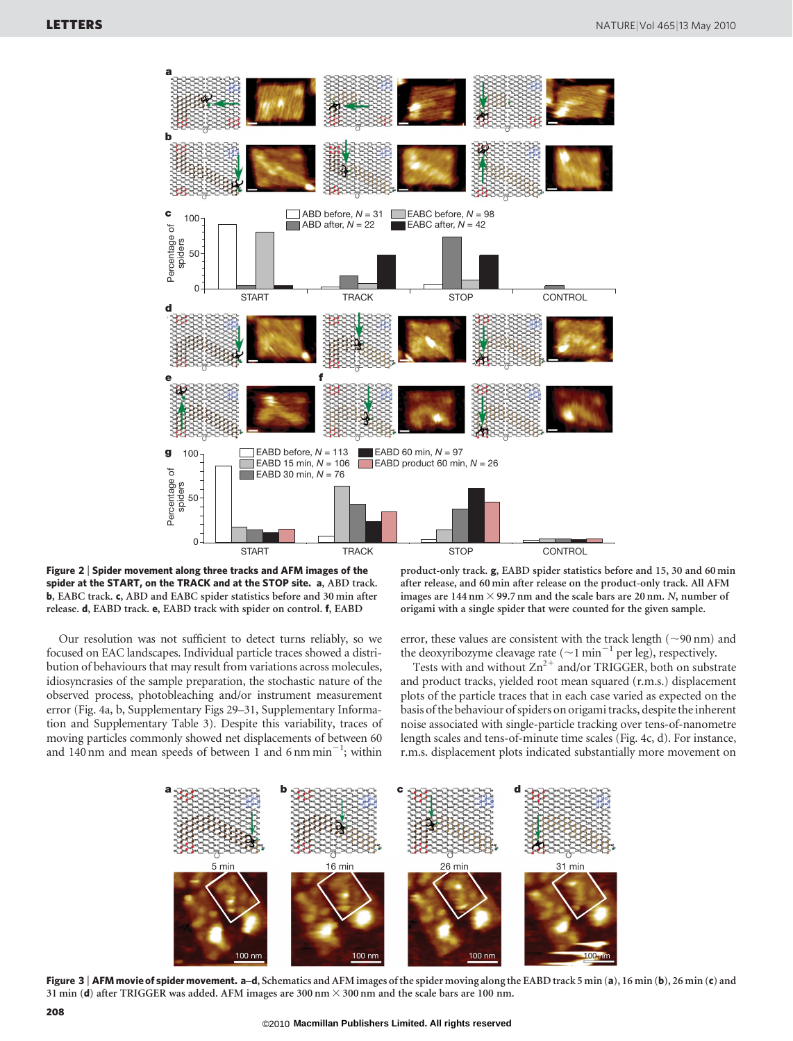**Figure 2 | Spider movement along three tracks and AFM images of the spider at the START, on the TRACK and at the STOP site.** **a**, ABD track. **b**, EABC track. **c**, ABD and EABC spider statistics before and 30 min after release. **d**, EABD track. **e**, EABD track with spider on control. **f**, EABD product-only track. **g**, EABD spider statistics before and 15, 30 and 60 min after release, and 60 min after release on the product-only track. All AFM images are 144 nm × 99.7 nm and the scale bars are 20 nm. *N*, number of origami with a single spider that were counted for the given sample.

Our resolution was not sufficient to detect turns reliably, so we focused on EAC landscapes. Individual particle traces showed a distribution of behaviours that may result from variations across molecules, idiosyncrasies of the sample preparation, the stochastic nature of the observed process, photobleaching and/or instrument measurement error (Fig. 4a, b, Supplementary Figs 29–31, Supplementary Information and Supplementary Table 3). Despite this variability, traces of moving particles commonly showed net displacements of between 60 and 140 nm and mean speeds of between 1 and 6 nm $min^{-1}$; within error, these values are consistent with the track length (~90 nm) and the deoxyribozyme cleavage rate (~1 $min^{-1}$ per leg), respectively.

Tests with and without $Zn^{2+}$ and/or TRIGGER, both on substrate and product tracks, yielded root mean squared (r.m.s.) displacement plots of the particle traces that in each case varied as expected on the basis of the behaviour of spiders on origami tracks, despite the inherent noise associated with single-particle tracking over tens-of-nanometre length scales and tens-of-minute time scales (Fig. 4c, d). For instance, r.m.s. displacement plots indicated substantially more movement on

**Figure 3 | AFM movie of spider movement.** **a**–**d**, Schematics and AFM images of the spider moving along the EABD track 5 min (**a**), 16 min (**b**), 26 min (**c**) and 31 min (**d**) after TRIGGER was added. AFM images are 300 nm × 300 nm and the scale bars are 100 nm.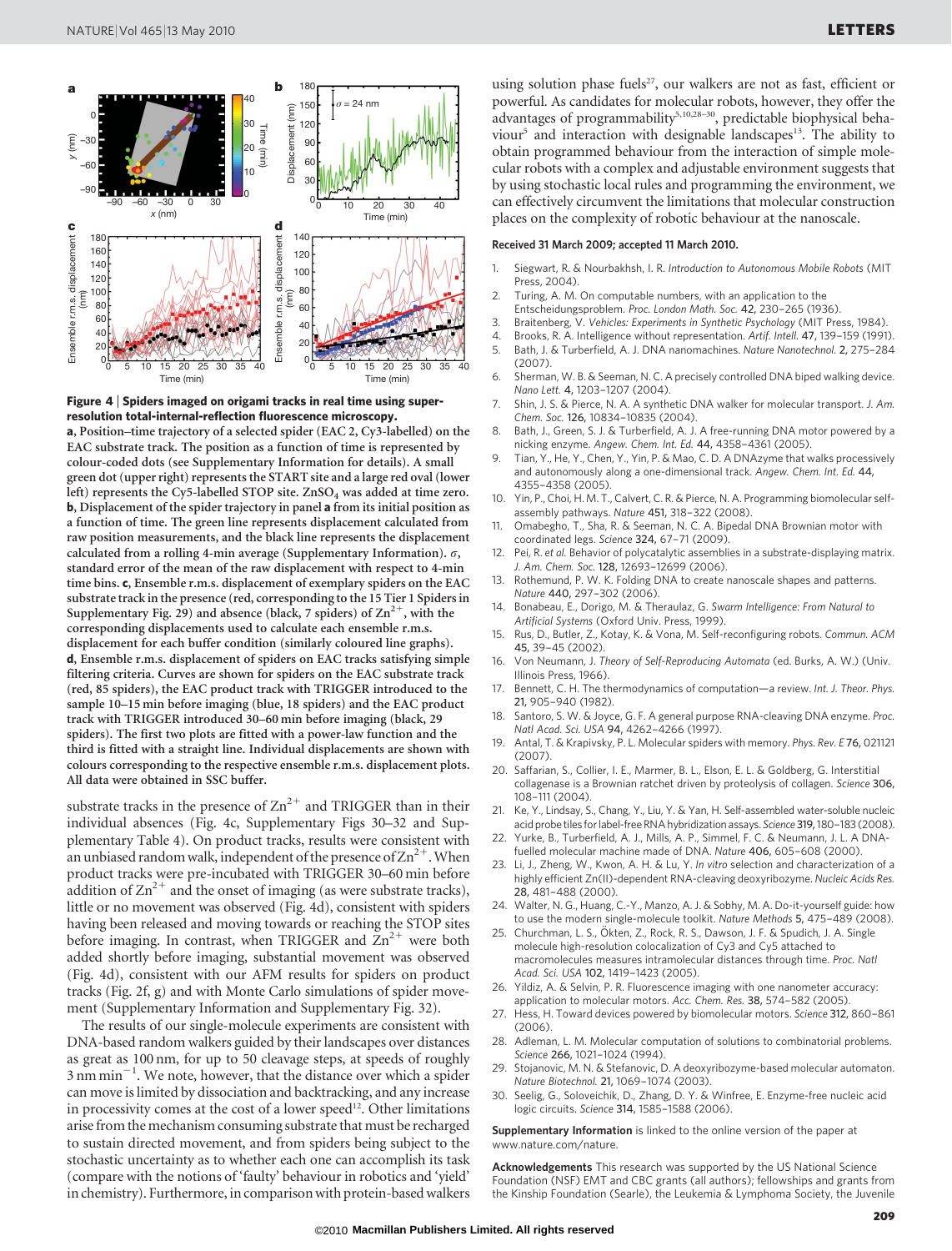**Figure 4 | Spiders imaged on origami tracks in real time using super-resolution total-internal-reflection fluorescence microscopy.** **a**, Position–time trajectory of a selected spider (EAC 2, Cy3-labelled) on the EAC substrate track. The position as a function of time is represented by colour-coded dots (see Supplementary Information for details). A small green dot (upper right) represents the START site and a large red oval (lower left) represents the Cy5-labelled STOP site. $ZnSO_4$ was added at time zero. **b**, Displacement of the spider trajectory in panel **a** from its initial position as a function of time. The green line represents displacement calculated from raw position measurements, and the black line represents the displacement calculated from a rolling 4-min average (Supplementary Information). $\sigma$, standard error of the mean of the raw displacement with respect to 4-min time bins. **c**, Ensemble r.m.s. displacement of exemplary spiders on the EAC substrate track in the presence (red, corresponding to the 15 Tier 1 Spiders in Supplementary Fig. 29) and absence (black, 7 spiders) of $Zn^{2+}$, with the corresponding displacements used to calculate each ensemble r.m.s. displacement for each buffer condition (similarly coloured line graphs). **d**, Ensemble r.m.s. displacement of spiders on EAC tracks satisfying simple filtering criteria. Curves are shown for spiders on the EAC substrate track (red, 85 spiders), the EAC product track with TRIGGER introduced to the sample 10–15 min before imaging (blue, 18 spiders) and the EAC product track with TRIGGER introduced 30–60 min before imaging (black, 29 spiders). The first two plots are fitted with a power-law function and the third is fitted with a straight line. Individual displacements are shown with colours corresponding to the respective ensemble r.m.s. displacement plots. All data were obtained in SSC buffer.

substrate tracks in the presence of $Zn^{2+}$ and TRIGGER than in their individual absences (Fig. 4c, Supplementary Figs 30–32 and Supplementary Table 4). On product tracks, results were consistent with an unbiased random walk, independent of the presence of $Zn^{2+}$. When product tracks were pre-incubated with TRIGGER 30–60 min before addition of $Zn^{2+}$ and the onset of imaging (as were substrate tracks), little or no movement was observed (Fig. 4d), consistent with spiders having been released and moving towards or reaching the STOP sites before imaging. In contrast, when TRIGGER and $Zn^{2+}$ were both added shortly before imaging, substantial movement was observed (Fig. 4d), consistent with our AFM results for spiders on product tracks (Fig. 2f, g) and with Monte Carlo simulations of spider movement (Supplementary Information and Supplementary Fig. 32).

The results of our single-molecule experiments are consistent with DNA-based random walkers guided by their landscapes over distances as great as 100 nm, for up to 50 cleavage steps, at speeds of roughly 3 nm $min^{-1}$. We note, however, that the distance over which a spider can move is limited by dissociation and backtracking, and any increase in processivity comes at the cost of a lower speed[12]. Other limitations arise from the mechanism consuming substrate that must be recharged to sustain directed movement, and from spiders being subject to the stochastic uncertainty as to whether each one can accomplish its task (compare with the notions of 'faulty' behaviour in robotics and 'yield' in chemistry). Furthermore, in comparison with protein-based walkers using solution phase fuels[27], our walkers are not as fast, efficient or powerful. As candidates for molecular robots, however, they offer the advantages of programmability[5,10,28–30], predictable biophysical behaviour[5] and interaction with designable landscapes[13]. The ability to obtain programmed behaviour from the interaction of simple molecular robots with a complex and adjustable environment suggests that by using stochastic local rules and programming the environment, we can effectively circumvent the limitations that molecular construction places on the complexity of robotic behaviour at the nanoscale.

**Received 31 March 2009; accepted 11 March 2010.**

1. Siegwart, R. & Nourbakhsh, I. R. *Introduction to Autonomous Mobile Robots* (MIT Press, 2004).
2. Turing, A. M. On computable numbers, with an application to the Entscheidungsproblem. *Proc. London Math. Soc.* **42,** 230–265 (1936).
3. Braitenberg, V. *Vehicles: Experiments in Synthetic Psychology* (MIT Press, 1984).
4. Brooks, R. A. Intelligence without representation. *Artif. Intell.* **47,** 139–159 (1991).
5. Bath, J. & Turberfield, A. J. DNA nanomachines. *Nature Nanotechnol.* **2,** 275–284 (2007).
6. Sherman, W. B. & Seeman, N. C. A precisely controlled DNA biped walking device. *Nano Lett.* **4,** 1203–1207 (2004).
7. Shin, J. S. & Pierce, N. A. A synthetic DNA walker for molecular transport. *J. Am. Chem. Soc.* **126,** 10834–10835 (2004).
8. Bath, J., Green, S. J. & Turberfield, A. J. A free-running DNA motor powered by a nicking enzyme. *Angew. Chem. Int. Ed.* **44,** 4358–4361 (2005).
9. Tian, Y., He, Y., Chen, Y., Yin, P. & Mao, C. D. A DNAzyme that walks processively and autonomously along a one-dimensional track. *Angew. Chem. Int. Ed.* **44,** 4355–4358 (2005).
10. Yin, P., Choi, H. M. T., Calvert, C. R. & Pierce, N. A. Programming biomolecular self-assembly pathways. *Nature* **451,** 318–322 (2008).
11. Omabegho, T., Sha, R. & Seeman, N. C. A bipedal DNA Brownian motor with coordinated legs. *Science* **324,** 67–71 (2009).
12. Pei, R. *et al.* Behavior of polycatalytic assemblies in a substrate-displaying matrix. *J. Am. Chem. Soc.* **128,** 12693–12699 (2006).
13. Rothemund, P. W. K. Folding DNA to create nanoscale shapes and patterns. *Nature* **440,** 297–302 (2006).
14. Bonabeau, E., Dorigo, M. & Theraulaz, G. *Swarm Intelligence: From Natural to Artificial Systems* (Oxford Univ. Press, 1999).
15. Rus, D., Butler, Z., Kotay, K. & Vona, M. Self-reconfiguring robots. *Commun. ACM* **45,** 39–45 (2002).
16. Von Neumann, J. *Theory of Self-Reproducing Automata* (ed. Burks, A. W.) (Univ. Illinois Press, 1966).
17. Bennett, C. H. The thermodynamics of computation—a review. *Int. J. Theor. Phys.* **21,** 905–940 (1982).
18. Santoro, S. W. & Joyce, G. F. A general purpose RNA-cleaving DNA enzyme. *Proc. Natl Acad. Sci. USA* **94,** 4262–4266 (1997).
19. Antal, T. & Krapivsky, P. L. Molecular spiders with memory. *Phys. Rev. E* **76,** 021121 (2007).
20. Saffarian, S., Collier, I. E., Marmer, B. L., Elson, E. L. & Goldberg, G. Interstitial collagenase is a Brownian ratchet driven by proteolysis of collagen. *Science* **306,** 108–111 (2004).
21. Ke, Y., Lindsay, S., Chang, Y., Liu, Y. & Yan, H. Self-assembled water-soluble nucleic acid probe tiles for label-free RNA hybridization assays. *Science* **319,** 180–183 (2008).
22. Yurke, B., Turberfield, A. J., Mills, A. P., Simmel, F. C. & Neumann, J. L. A DNA-fuelled molecular machine made of DNA. *Nature* **406,** 605–608 (2000).
23. Li, J., Zheng, W., Kwon, A. H. & Lu, Y. *In vitro* selection and characterization of a highly efficient Zn(II)-dependent RNA-cleaving deoxyribozyme. *Nucleic Acids Res.* **28,** 481–488 (2000).
24. Walter, N. G., Huang, C.-Y., Manzo, A. J. & Sobhy, M. A. Do-it-yourself guide: how to use the modern single-molecule toolkit. *Nature Methods* **5,** 475–489 (2008).
25. Churchman, L. S., Ökten, Z., Rock, R. S., Dawson, J. F. & Spudich, J. A. Single molecule high-resolution colocalization of Cy3 and Cy5 attached to macromolecules measures intramolecular distances through time. *Proc. Natl Acad. Sci. USA* **102,** 1419–1423 (2005).
26. Yildiz, A. & Selvin, P. R. Fluorescence imaging with one nanometer accuracy: application to molecular motors. *Acc. Chem. Res.* **38,** 574–582 (2005).
27. Hess, H. Toward devices powered by biomolecular motors. *Science* **312,** 860–861 (2006).
28. Adleman, L. M. Molecular computation of solutions to combinatorial problems. *Science* **266,** 1021–1024 (1994).
29. Stojanovic, M. N. & Stefanovic, D. A deoxyribozyme-based molecular automaton. *Nature Biotechnol.* **21,** 1069–1074 (2003).
30. Seelig, G., Soloveichik, D., Zhang, D. Y. & Winfree, E. Enzyme-free nucleic acid logic circuits. *Science* **314,** 1585–1588 (2006).

**Supplementary Information** is linked to the online version of the paper at www.nature.com/nature.

**Acknowledgements** This research was supported by the US National Science Foundation (NSF) EMT and CBC grants (all authors); fellowships and grants from the Kinship Foundation (Searle), the Leukemia & Lymphoma Society, the Juvenile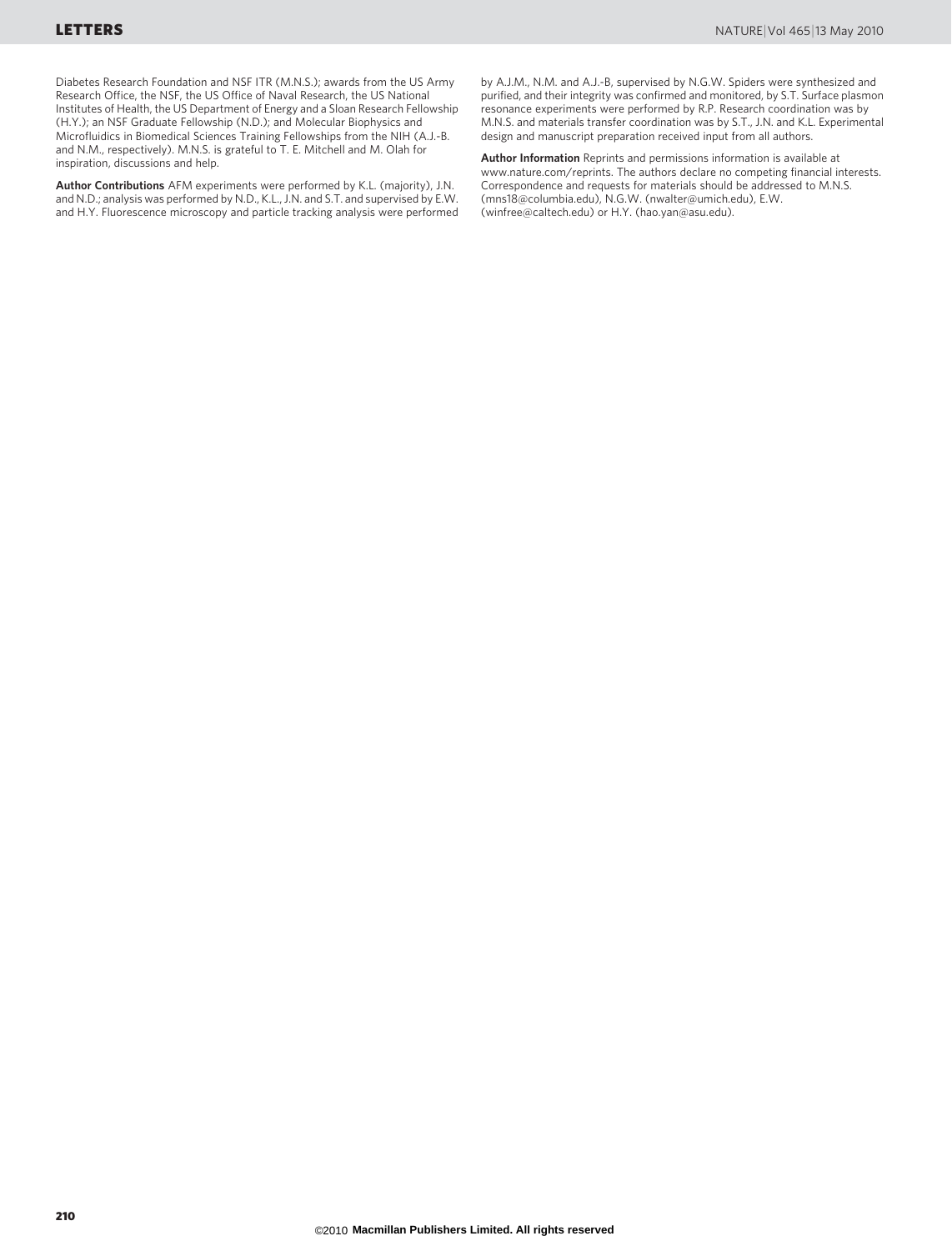Diabetes Research Foundation and NSF ITR (M.N.S.); awards from the US Army Research Office, the NSF, the US Office of Naval Research, the US National Institutes of Health, the US Department of Energy and a Sloan Research Fellowship (H.Y.); an NSF Graduate Fellowship (N.D.); and Molecular Biophysics and Microfluidics in Biomedical Sciences Training Fellowships from the NIH (A.J.-B. and N.M., respectively). M.N.S. is grateful to T. E. Mitchell and M. Olah for inspiration, discussions and help.

**Author Contributions** AFM experiments were performed by K.L. (majority), J.N. and N.D.; analysis was performed by N.D., K.L., J.N. and S.T. and supervised by E.W. and H.Y. Fluorescence microscopy and particle tracking analysis were performed by A.J.M., N.M. and A.J.-B, supervised by N.G.W. Spiders were synthesized and purified, and their integrity was confirmed and monitored, by S.T. Surface plasmon resonance experiments were performed by R.P. Research coordination was by M.N.S. and materials transfer coordination was by S.T., J.N. and K.L. Experimental design and manuscript preparation received input from all authors.

**Author Information** Reprints and permissions information is available at www.nature.com/reprints. The authors declare no competing financial interests. Correspondence and requests for materials should be addressed to M.N.S. (mns18@columbia.edu), N.G.W. (nwalter@umich.edu), E.W. (winfree@caltech.edu) or H.Y. (hao.yan@asu.edu).